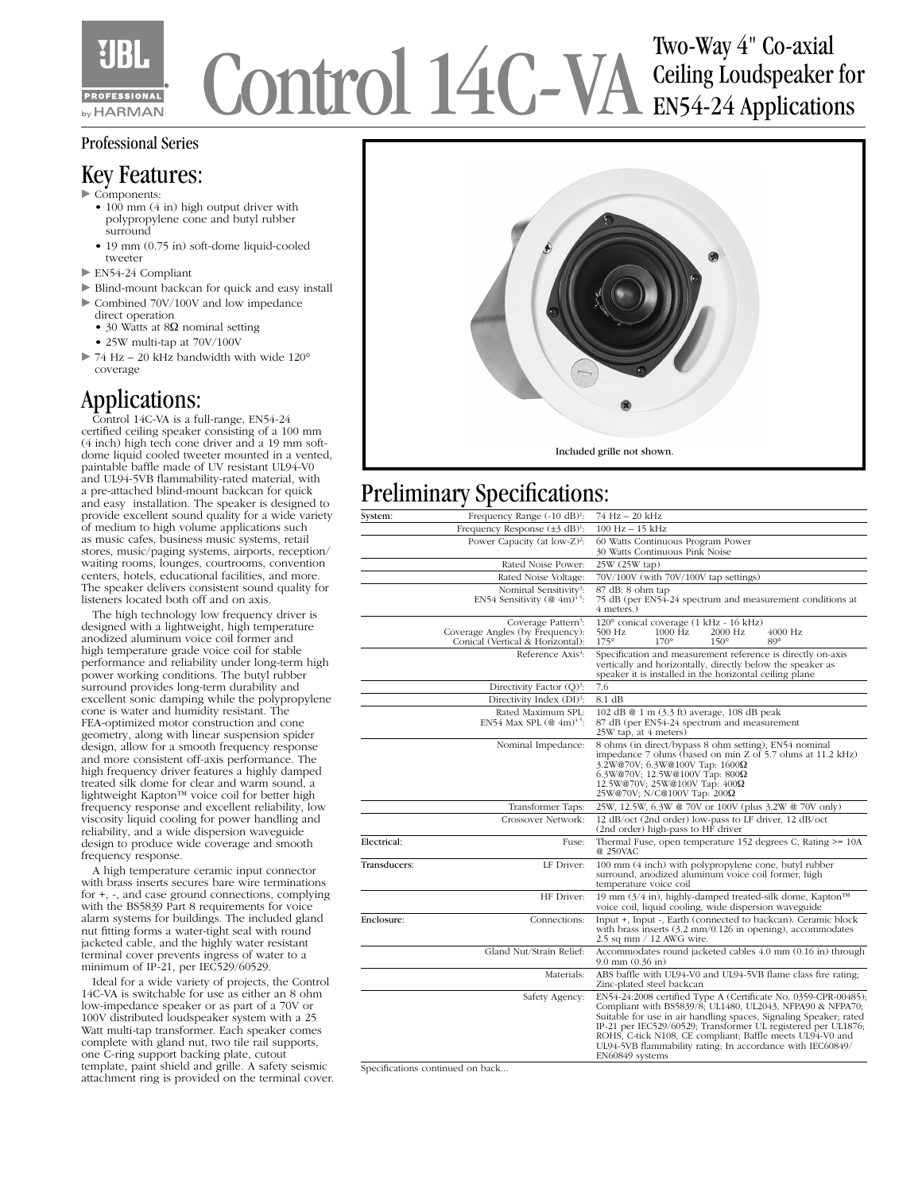# Control 14C-VA

## Two-Way 4" Co-axial Ceiling Loudspeaker for EN54-24 Applications

Professional Series

## Key Features:

- Components:
  - 100 mm (4 in) high output driver with polypropylene cone and butyl rubber surround
  - 19 mm (0.75 in) soft-dome liquid-cooled tweeter
- EN54-24 Compliant
- Blind-mount backcan for quick and easy install
- Combined 70V/100V and low impedance direct operation
  - 30 Watts at 8Ω nominal setting
  - 25W multi-tap at 70V/100V
- 74 Hz – 20 kHz bandwidth with wide 120° coverage

## Applications:

Control 14C-VA is a full-range, EN54-24 certified ceiling speaker consisting of a 100 mm (4 inch) high tech cone driver and a 19 mm soft-dome liquid cooled tweeter mounted in a vented, paintable baffle made of UV resistant UL94-V0 and UL94-5VB flammability-rated material, with a pre-attached blind-mount backcan for quick and easy installation. The speaker is designed to provide excellent sound quality for a wide variety of medium to high volume applications such as music cafes, business music systems, retail stores, music/paging systems, airports, reception/waiting rooms, lounges, courtrooms, convention centers, hotels, educational facilities, and more. The speaker delivers consistent sound quality for listeners located both off and on axis.

The high technology low frequency driver is designed with a lightweight, high temperature anodized aluminum voice coil former and high temperature grade voice coil for stable performance and reliability under long-term high power working conditions. The butyl rubber surround provides long-term durability and excellent sonic damping while the polypropylene cone is water and humidity resistant. The FEA-optimized motor construction and cone geometry, along with linear suspension spider design, allow for a smooth frequency response and more consistent off-axis performance. The high frequency driver features a highly damped treated silk dome for clear and warm sound, a lightweight Kapton™ voice coil for better high frequency response and excellent reliability, low viscosity liquid cooling for power handling and reliability, and a wide dispersion waveguide design to produce wide coverage and smooth frequency response.

A high temperature ceramic input connector with brass inserts secures bare wire terminations for +, -, and case ground connections, complying with the BS5839 Part 8 requirements for voice alarm systems for buildings. The included gland nut fitting forms a water-tight seal with round jacketed cable, and the highly water resistant terminal cover prevents ingress of water to a minimum of IP-21, per IEC529/60529.

Ideal for a wide variety of projects, the Control 14C-VA is switchable for use as either an 8 ohm low-impedance speaker or as part of a 70V or 100V distributed loudspeaker system with a 25 Watt multi-tap transformer. Each speaker comes complete with gland nut, two tile rail supports, one C-ring support backing plate, cutout template, paint shield and grille. A safety seismic attachment ring is provided on the terminal cover.

Included grille not shown.

## Preliminary Specifications:

| | | |
|---|---|---|
| System: | Frequency Range (-10 dB)[1]: | 74 Hz – 20 kHz |
| | Frequency Response (±3 dB)[1]: | 100 Hz – 15 kHz |
| | Power Capacity (at low-Z)[2]: | 60 Watts Continuous Program Power<br>30 Watts Continuous Pink Noise |
| | Rated Noise Power: | 25W (25W tap) |
| | Rated Noise Voltage: | 70V/100V (with 70V/100V tap settings) |
| | Nominal Sensitivity[3]:<br>EN54 Sensitivity (@ 4m)[4,5]: | 87 dB: 8 ohm tap<br>75 dB (per EN54-24 spectrum and measurement conditions at 4 meters.) |
| | Coverage Pattern[3]:<br>Coverage Angles (by Frequency):<br>Conical (Vertical & Horizontal): | 120° conical coverage (1 kHz - 16 kHz)<br>500 Hz 1000 Hz 2000 Hz 4000 Hz<br>175° 170° 150° 89° |
| | Reference Axis[4]: | Specification and measurement reference is directly on-axis vertically and horizontally, directly below the speaker as speaker it is installed in the horizontal ceiling plane |
| | Directivity Factor (Q)[3]: | 7.6 |
| | Directivity Index (DI)[3]: | 8.1 dB |
| | Rated Maximum SPL:<br>EN54 Max SPL (@ 4m)[4,5]: | 102 dB @ 1 m (3.3 ft) average, 108 dB peak<br>87 dB (per EN54-24 spectrum and measurement 25W tap, at 4 meters) |
| | Nominal Impedance: | 8 ohms (in direct/bypass 8 ohm setting); EN54 nominal impedance 7 ohms (based on min Z of 5.7 ohms at 11.2 kHz)<br>3.2W@70V; 6.3W@100V Tap: 1600Ω<br>6.3W@70V; 12.5W@100V Tap: 800Ω<br>12.5W@70V; 25W@100V Tap: 400Ω<br>25W@70V; N/C@100V Tap: 200Ω |
| | Transformer Taps: | 25W, 12.5W, 6.3W @ 70V or 100V (plus 3.2W @ 70V only) |
| | Crossover Network: | 12 dB/oct (2nd order) low-pass to LF driver, 12 dB/oct (2nd order) high-pass to HF driver |
| Electrical: | Fuse: | Thermal Fuse, open temperature 152 degrees C, Rating >= 10A @ 250VAC |
| Transducers: | LF Driver: | 100 mm (4 inch) with polypropylene cone, butyl rubber surround, anodized aluminum voice coil former, high temperature voice coil |
| | HF Driver: | 19 mm (3/4 in), highly-damped treated-silk dome, Kapton™ voice coil, liquid cooling, wide dispersion waveguide |
| Enclosure: | Connections: | Input +, Input -, Earth (connected to backcan). Ceramic block with brass inserts (3.2 mm/0.126 in opening), accommodates 2.5 sq mm / 12 AWG wire. |
| | Gland Nut/Strain Relief: | Accommodates round jacketed cables 4.0 mm (0.16 in) through 9.0 mm (0.36 in) |
| | Materials: | ABS baffle with UL94-V0 and UL94-5VB flame class fire rating; Zinc-plated steel backcan |
| | Safety Agency: | EN54-24:2008 certified Type A (Certificate No. 0359-CPR-00485); Compliant with BS5839/8; UL1480, UL2043, NFPA90 & NFPA70; Suitable for use in air handling spaces, Signaling Speaker; rated IP-21 per IEC529/60529; Transformer UL registered per UL1876; ROHS, C-tick N108, CE compliant; Baffle meets UL94-V0 and UL94-5VB flammability rating; In accordance with IEC60849/EN60849 systems |

Specifications continued on back...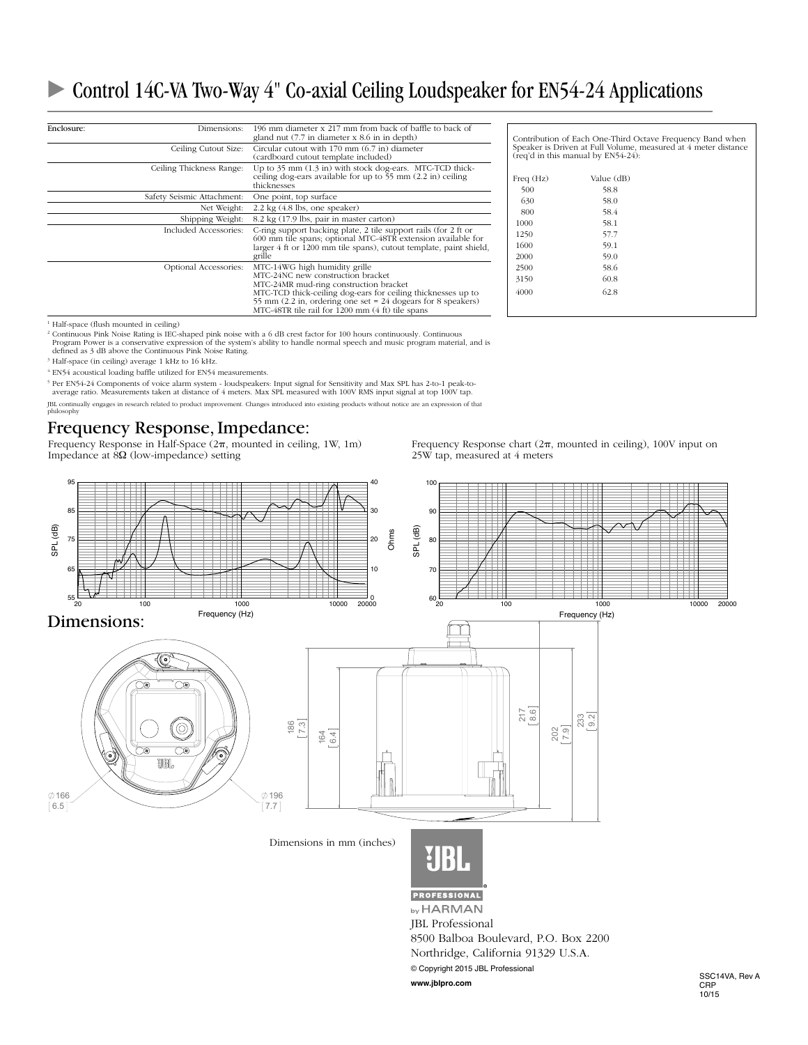# ▶ Control 14C-VA Two-Way 4" Co-axial Ceiling Loudspeaker for EN54-24 Applications

| | | |
|---|---|---|
| Enclosure: | Dimensions: | 196 mm diameter x 217 mm from back of baffle to back of gland nut (7.7 in diameter x 8.6 in in depth) |
| | Ceiling Cutout Size: | Circular cutout with 170 mm (6.7 in) diameter (cardboard cutout template included) |
| | Ceiling Thickness Range: | Up to 35 mm (1.3 in) with stock dog-ears. MTC-TCD thick-ceiling dog-ears available for up to 55 mm (2.2 in) ceiling thicknesses |
| | Safety Seismic Attachment: | One point, top surface |
| | Net Weight: | 2.2 kg (4.8 lbs, one speaker) |
| | Shipping Weight: | 8.2 kg (17.9 lbs, pair in master carton) |
| | Included Accessories: | C-ring support backing plate, 2 tile support rails (for 2 ft or 600 mm tile spans; optional MTC-48TR extension available for larger 4 ft or 1200 mm tile spans), cutout template, paint shield, grille |
| | Optional Accessories: | MTC-14WG high humidity grille<br>MTC-24NC new construction bracket<br>MTC-24MR mud-ring construction bracket<br>MTC-TCD thick-ceiling dog-ears for ceiling thicknesses up to 55 mm (2.2 in, ordering one set = 24 dogears for 8 speakers)<br>MTC-48TR tile rail for 1200 mm (4 ft) tile spans |

Contribution of Each One-Third Octave Frequency Band when Speaker is Driven at Full Volume, measured at 4 meter distance (req'd in this manual by EN54-24):

| Freq (Hz) | Value (dB) |
|---|---|
| 500 | 58.8 |
| 630 | 58.0 |
| 800 | 58.4 |
| 1000 | 58.1 |
| 1250 | 57.7 |
| 1600 | 59.1 |
| 2000 | 59.0 |
| 2500 | 58.6 |
| 3150 | 60.8 |
| 4000 | 62.8 |

[1] Half-space (flush mounted in ceiling)

[2] Continuous Pink Noise Rating is IEC-shaped pink noise with a 6 dB crest factor for 100 hours continuously. Continuous Program Power is a conservative expression of the system's ability to handle normal speech and music program material, and is defined as 3 dB above the Continuous Pink Noise Rating.

[3] Half-space (in ceiling) average 1 kHz to 16 kHz.

[4] EN54 acoustical loading baffle utilized for EN54 measurements.

[5] Per EN54-24 Components of voice alarm system - loudspeakers: Input signal for Sensitivity and Max SPL has 2-to-1 peak-to-average ratio. Measurements taken at distance of 4 meters. Max SPL measured with 100V RMS input signal at top 100V tap.

JBL continually engages in research related to product improvement. Changes introduced into existing products without notice are an expression of that philosophy

## Frequency Response, Impedance:

Frequency Response in Half-Space (2π, mounted in ceiling, 1W, 1m)
Impedance at 8Ω (low-impedance) setting

SPL (dB)
95
85
75
65
55
Ohms
40
30
20
10
0
20 100 1000 10000 20000
Frequency (Hz)

Frequency Response chart (2π, mounted in ceiling), 100V input on 25W tap, measured at 4 meters

SPL (dB)
100
90
80
70
60
20 100 1000 10000 20000
Frequency (Hz)

## Dimensions:

⌀166 [6.5]
⌀196 [7.7]
186 [7.3]
164 [6.4]
217 [8.6]
202 [7.9]
233 [9.2]

Dimensions in mm (inches)

JBL PROFESSIONAL by HARMAN

JBL Professional
8500 Balboa Boulevard, P.O. Box 2200
Northridge, California 91329 U.S.A.

© Copyright 2015 JBL Professional

www.jblpro.com

SSC14VA, Rev A
CRP
10/15